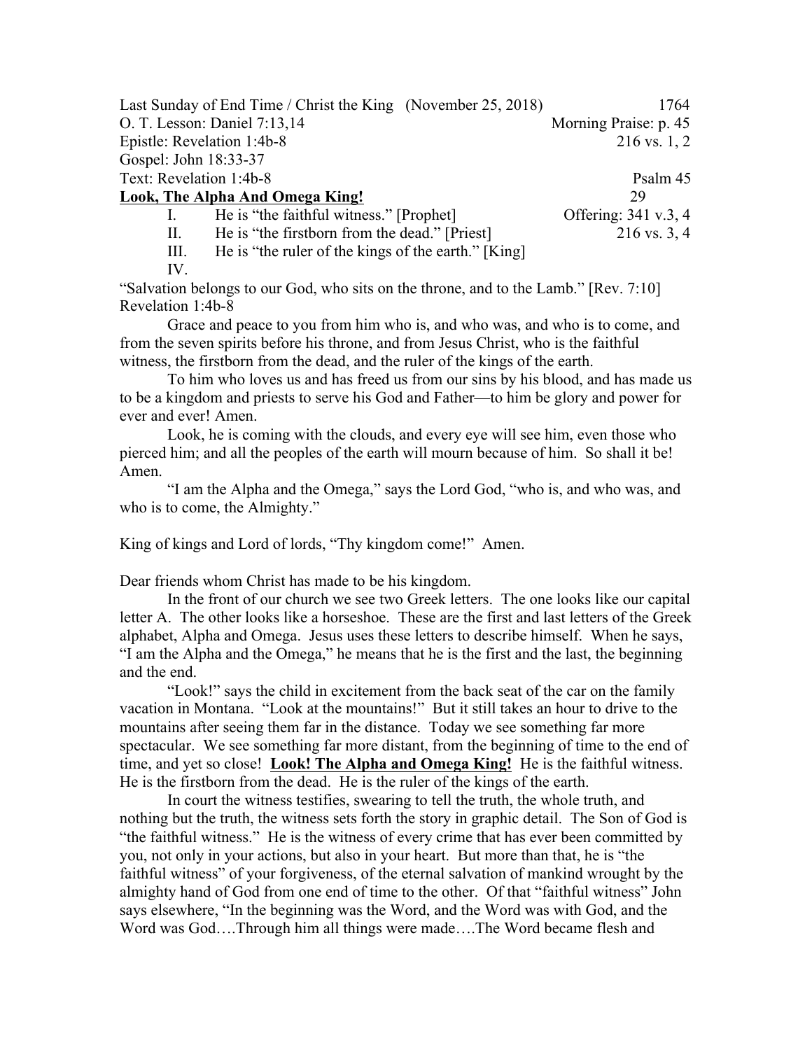| | |
|---|---|
| Last Sunday of End Time / Christ the King (November 25, 2018) | 1764 |
| O. T. Lesson: Daniel 7:13,14 | Morning Praise: p. 45 |
| Epistle: Revelation 1:4b-8 | 216 vs. 1, 2 |
| Gospel: John 18:33-37 | |
| Text: Revelation 1:4b-8 | Psalm 45 |
| **Look, The Alpha And Omega King!** | 29 |
| I. He is "the faithful witness." [Prophet] | Offering: 341 v.3, 4 |
| II. He is "the firstborn from the dead." [Priest] | 216 vs. 3, 4 |
| III. He is "the ruler of the kings of the earth." [King] | |
| IV. | |

"Salvation belongs to our God, who sits on the throne, and to the Lamb." [Rev. 7:10]

Revelation 1:4b-8

Grace and peace to you from him who is, and who was, and who is to come, and from the seven spirits before his throne, and from Jesus Christ, who is the faithful witness, the firstborn from the dead, and the ruler of the kings of the earth.

To him who loves us and has freed us from our sins by his blood, and has made us to be a kingdom and priests to serve his God and Father—to him be glory and power for ever and ever! Amen.

Look, he is coming with the clouds, and every eye will see him, even those who pierced him; and all the peoples of the earth will mourn because of him. So shall it be! Amen.

"I am the Alpha and the Omega," says the Lord God, "who is, and who was, and who is to come, the Almighty."

King of kings and Lord of lords, "Thy kingdom come!" Amen.

Dear friends whom Christ has made to be his kingdom.

In the front of our church we see two Greek letters. The one looks like our capital letter A. The other looks like a horseshoe. These are the first and last letters of the Greek alphabet, Alpha and Omega. Jesus uses these letters to describe himself. When he says, "I am the Alpha and the Omega," he means that he is the first and the last, the beginning and the end.

"Look!" says the child in excitement from the back seat of the car on the family vacation in Montana. "Look at the mountains!" But it still takes an hour to drive to the mountains after seeing them far in the distance. Today we see something far more spectacular. We see something far more distant, from the beginning of time to the end of time, and yet so close! **Look! The Alpha and Omega King!** He is the faithful witness. He is the firstborn from the dead. He is the ruler of the kings of the earth.

In court the witness testifies, swearing to tell the truth, the whole truth, and nothing but the truth, the witness sets forth the story in graphic detail. The Son of God is "the faithful witness." He is the witness of every crime that has ever been committed by you, not only in your actions, but also in your heart. But more than that, he is "the faithful witness" of your forgiveness, of the eternal salvation of mankind wrought by the almighty hand of God from one end of time to the other. Of that "faithful witness" John says elsewhere, "In the beginning was the Word, and the Word was with God, and the Word was God….Through him all things were made….The Word became flesh and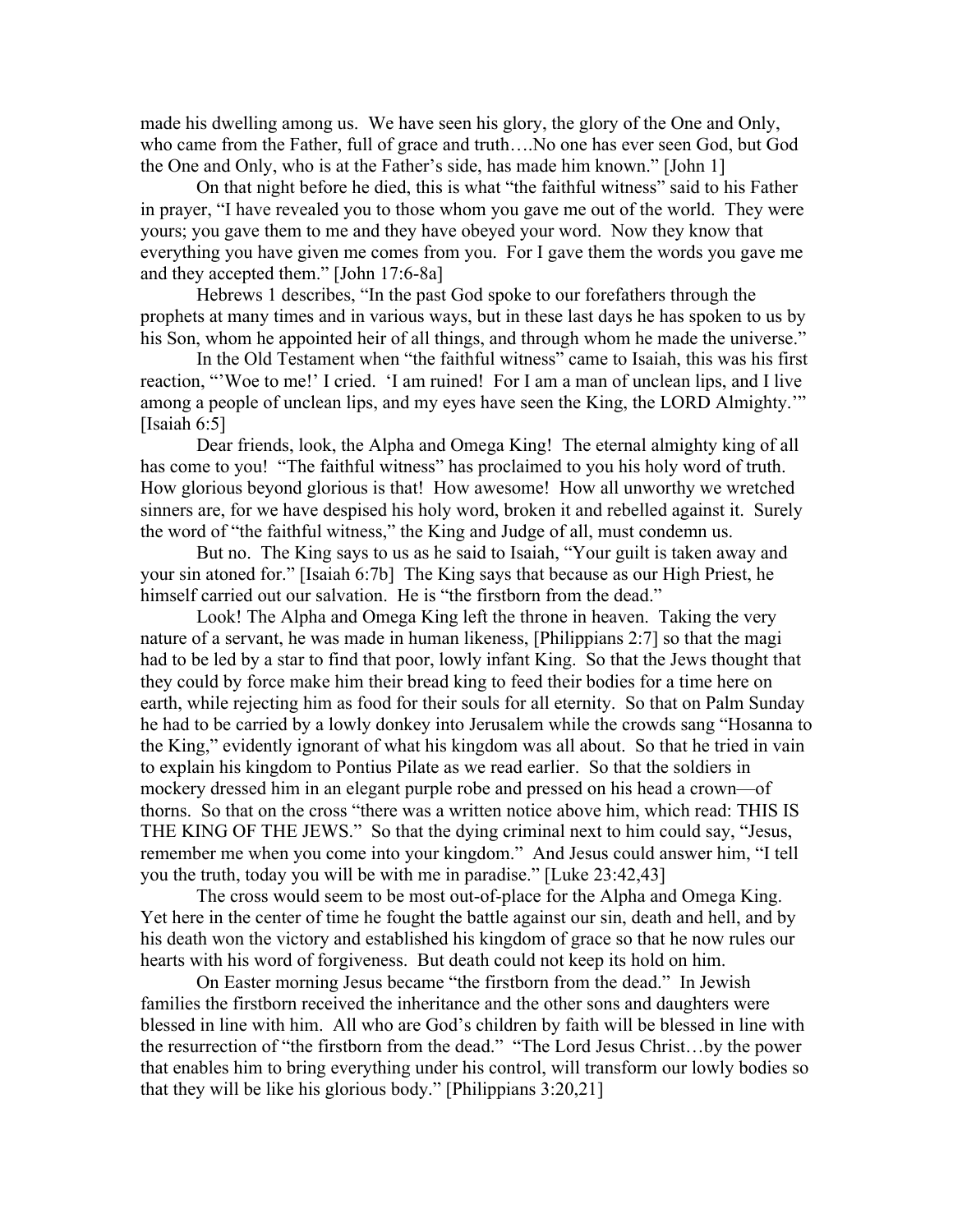made his dwelling among us. We have seen his glory, the glory of the One and Only, who came from the Father, full of grace and truth….No one has ever seen God, but God the One and Only, who is at the Father's side, has made him known." [John 1]

On that night before he died, this is what "the faithful witness" said to his Father in prayer, "I have revealed you to those whom you gave me out of the world. They were yours; you gave them to me and they have obeyed your word. Now they know that everything you have given me comes from you. For I gave them the words you gave me and they accepted them." [John 17:6-8a]

Hebrews 1 describes, "In the past God spoke to our forefathers through the prophets at many times and in various ways, but in these last days he has spoken to us by his Son, whom he appointed heir of all things, and through whom he made the universe."

In the Old Testament when "the faithful witness" came to Isaiah, this was his first reaction, "'Woe to me!' I cried. 'I am ruined! For I am a man of unclean lips, and I live among a people of unclean lips, and my eyes have seen the King, the LORD Almighty.'" [Isaiah 6:5]

Dear friends, look, the Alpha and Omega King! The eternal almighty king of all has come to you! "The faithful witness" has proclaimed to you his holy word of truth. How glorious beyond glorious is that! How awesome! How all unworthy we wretched sinners are, for we have despised his holy word, broken it and rebelled against it. Surely the word of "the faithful witness," the King and Judge of all, must condemn us.

But no. The King says to us as he said to Isaiah, "Your guilt is taken away and your sin atoned for." [Isaiah 6:7b] The King says that because as our High Priest, he himself carried out our salvation. He is "the firstborn from the dead."

Look! The Alpha and Omega King left the throne in heaven. Taking the very nature of a servant, he was made in human likeness, [Philippians 2:7] so that the magi had to be led by a star to find that poor, lowly infant King. So that the Jews thought that they could by force make him their bread king to feed their bodies for a time here on earth, while rejecting him as food for their souls for all eternity. So that on Palm Sunday he had to be carried by a lowly donkey into Jerusalem while the crowds sang "Hosanna to the King," evidently ignorant of what his kingdom was all about. So that he tried in vain to explain his kingdom to Pontius Pilate as we read earlier. So that the soldiers in mockery dressed him in an elegant purple robe and pressed on his head a crown—of thorns. So that on the cross "there was a written notice above him, which read: THIS IS THE KING OF THE JEWS." So that the dying criminal next to him could say, "Jesus, remember me when you come into your kingdom." And Jesus could answer him, "I tell you the truth, today you will be with me in paradise." [Luke 23:42,43]

The cross would seem to be most out-of-place for the Alpha and Omega King. Yet here in the center of time he fought the battle against our sin, death and hell, and by his death won the victory and established his kingdom of grace so that he now rules our hearts with his word of forgiveness. But death could not keep its hold on him.

On Easter morning Jesus became "the firstborn from the dead." In Jewish families the firstborn received the inheritance and the other sons and daughters were blessed in line with him. All who are God's children by faith will be blessed in line with the resurrection of "the firstborn from the dead." "The Lord Jesus Christ…by the power that enables him to bring everything under his control, will transform our lowly bodies so that they will be like his glorious body." [Philippians 3:20,21]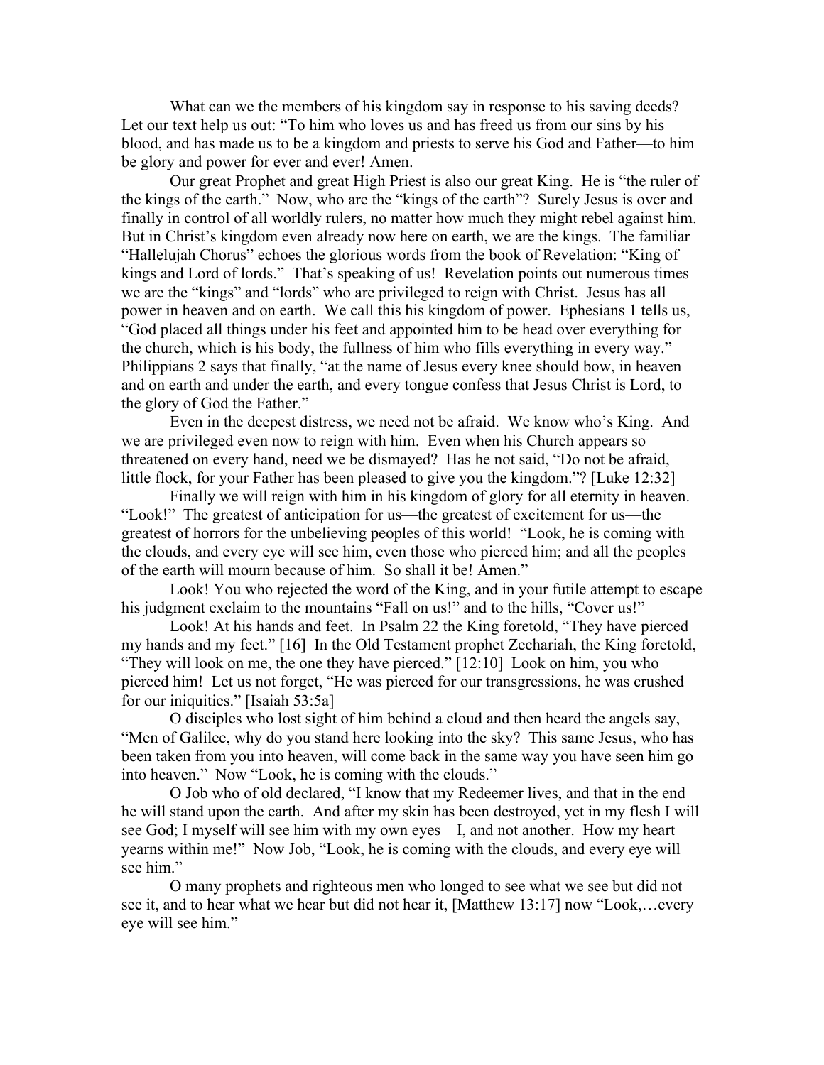What can we the members of his kingdom say in response to his saving deeds? Let our text help us out: "To him who loves us and has freed us from our sins by his blood, and has made us to be a kingdom and priests to serve his God and Father—to him be glory and power for ever and ever! Amen.

Our great Prophet and great High Priest is also our great King. He is "the ruler of the kings of the earth." Now, who are the "kings of the earth"? Surely Jesus is over and finally in control of all worldly rulers, no matter how much they might rebel against him. But in Christ's kingdom even already now here on earth, we are the kings. The familiar "Hallelujah Chorus" echoes the glorious words from the book of Revelation: "King of kings and Lord of lords." That's speaking of us! Revelation points out numerous times we are the "kings" and "lords" who are privileged to reign with Christ. Jesus has all power in heaven and on earth. We call this his kingdom of power. Ephesians 1 tells us, "God placed all things under his feet and appointed him to be head over everything for the church, which is his body, the fullness of him who fills everything in every way." Philippians 2 says that finally, "at the name of Jesus every knee should bow, in heaven and on earth and under the earth, and every tongue confess that Jesus Christ is Lord, to the glory of God the Father."

Even in the deepest distress, we need not be afraid. We know who's King. And we are privileged even now to reign with him. Even when his Church appears so threatened on every hand, need we be dismayed? Has he not said, "Do not be afraid, little flock, for your Father has been pleased to give you the kingdom."? [Luke 12:32]

Finally we will reign with him in his kingdom of glory for all eternity in heaven. "Look!" The greatest of anticipation for us—the greatest of excitement for us—the greatest of horrors for the unbelieving peoples of this world! "Look, he is coming with the clouds, and every eye will see him, even those who pierced him; and all the peoples of the earth will mourn because of him. So shall it be! Amen."

Look! You who rejected the word of the King, and in your futile attempt to escape his judgment exclaim to the mountains "Fall on us!" and to the hills, "Cover us!"

Look! At his hands and feet. In Psalm 22 the King foretold, "They have pierced my hands and my feet." [16] In the Old Testament prophet Zechariah, the King foretold, "They will look on me, the one they have pierced." [12:10] Look on him, you who pierced him! Let us not forget, "He was pierced for our transgressions, he was crushed for our iniquities." [Isaiah 53:5a]

O disciples who lost sight of him behind a cloud and then heard the angels say, "Men of Galilee, why do you stand here looking into the sky? This same Jesus, who has been taken from you into heaven, will come back in the same way you have seen him go into heaven." Now "Look, he is coming with the clouds."

O Job who of old declared, "I know that my Redeemer lives, and that in the end he will stand upon the earth. And after my skin has been destroyed, yet in my flesh I will see God; I myself will see him with my own eyes—I, and not another. How my heart yearns within me!" Now Job, "Look, he is coming with the clouds, and every eye will see him."

O many prophets and righteous men who longed to see what we see but did not see it, and to hear what we hear but did not hear it, [Matthew 13:17] now "Look,…every eye will see him."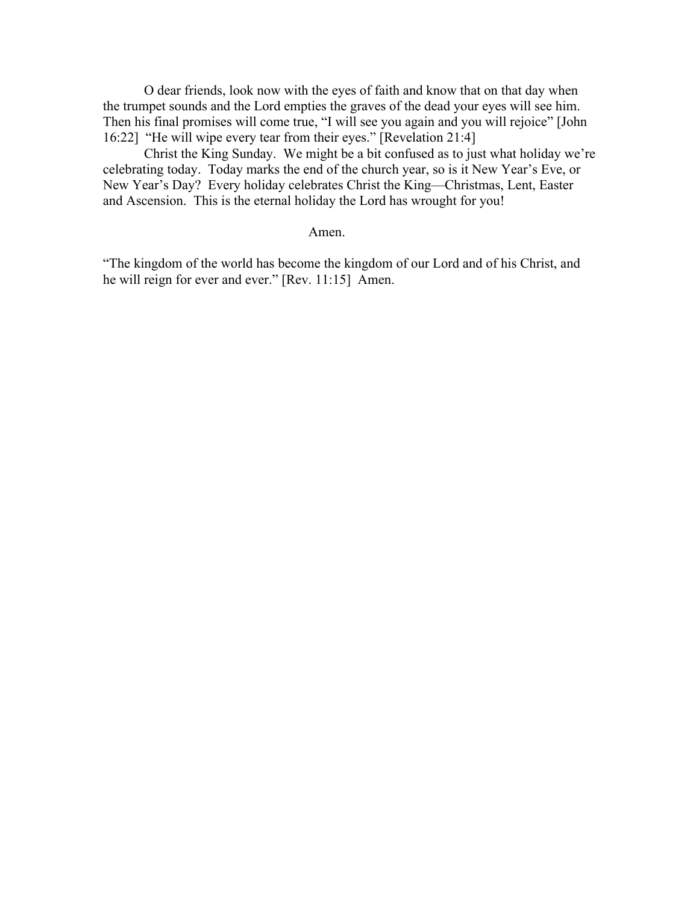O dear friends, look now with the eyes of faith and know that on that day when the trumpet sounds and the Lord empties the graves of the dead your eyes will see him. Then his final promises will come true, "I will see you again and you will rejoice" [John 16:22] "He will wipe every tear from their eyes." [Revelation 21:4]

Christ the King Sunday. We might be a bit confused as to just what holiday we're celebrating today. Today marks the end of the church year, so is it New Year's Eve, or New Year's Day? Every holiday celebrates Christ the King—Christmas, Lent, Easter and Ascension. This is the eternal holiday the Lord has wrought for you!

Amen.

"The kingdom of the world has become the kingdom of our Lord and of his Christ, and he will reign for ever and ever." [Rev. 11:15] Amen.